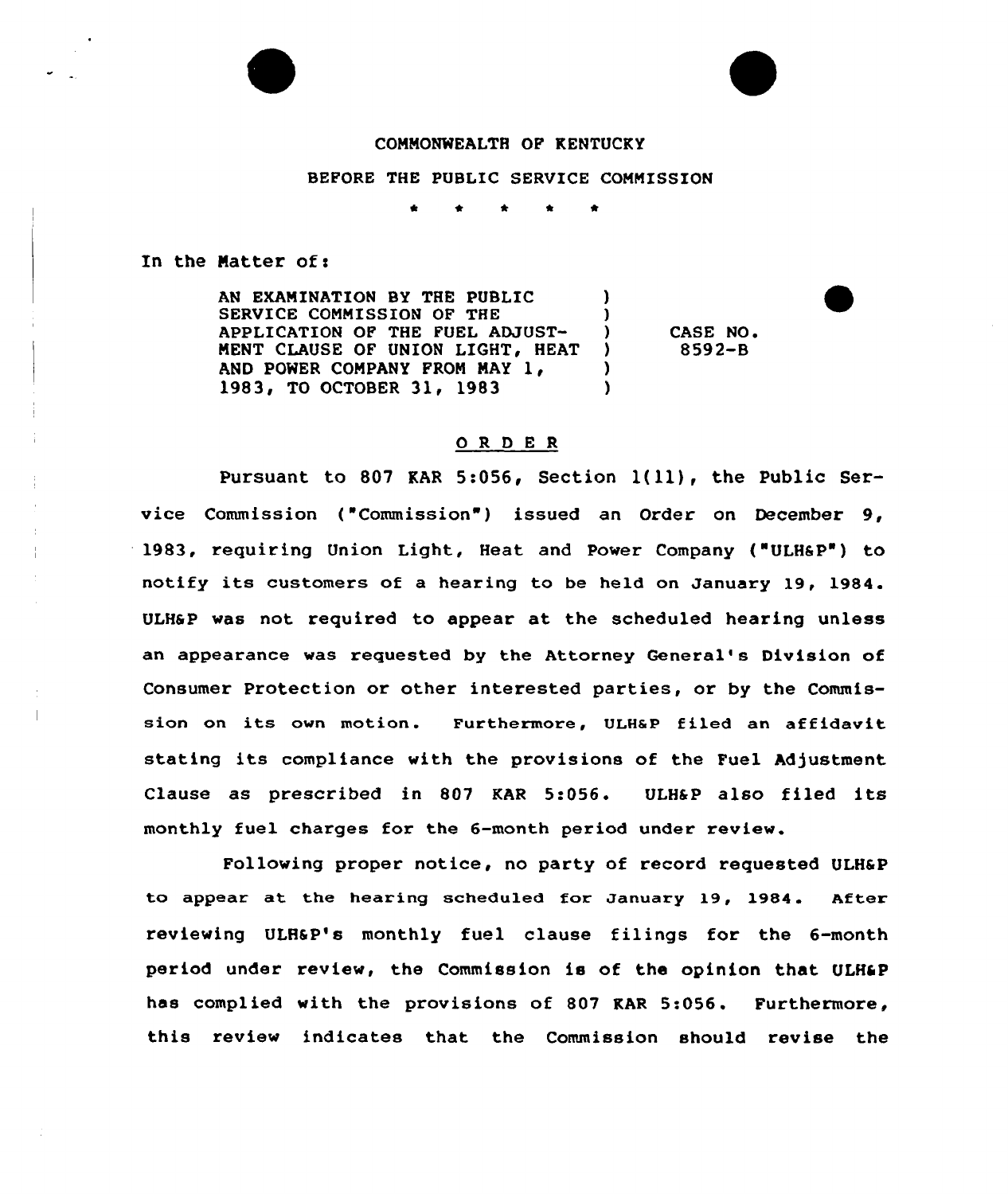COMMONWEALTH OF KENTUCKY

BEFORE THE PUBLIC SERVICE COMMISSION

\* \* \* \* \*

In the Matter of:

AN EXAMINATION BY THE PUBLIC SERVICE COMMISSION OF THE APPLICATION OF THE FUEL ADJUSTMENT CLAUSE OF UNION LIGHT, HEAT AND POWER COMPANY FROM MAY 1, 1983, TO OCTOBER 31, 1983 ) CASE NO. 8592-B

## O R D E R

Pursuant to 807 KAR 5:056, Section 1(11), the Public Service Commission ("Commission") issued an Order on December 9, 1983, requiring Union Light, Heat and Power Company ("ULH&P") to notify its customers of a hearing to be held on January 19, 1984. ULH&P was not required to appear at the scheduled hearing unless an appearance was requested by the Attorney General's Division of Consumer Protection or other interested parties, or by the Commission on its own motion. Furthermore, ULH&P filed an affidavit stating its compliance with the provisions of the Fuel Adjustment Clause as prescribed in 807 KAR 5:056. ULH&P also filed its monthly fuel charges for the 6-month period under review.

Following proper notice, no party of record requested ULH&P to appear at the hearing scheduled for January 19, 1984. After reviewing ULH&P's monthly fuel clause filings for the 6-month period under review, the Commission is of the opinion that ULH&P has complied with the provisions of 807 KAR 5:056. Furthermore, this review indicates that the Commission should revise the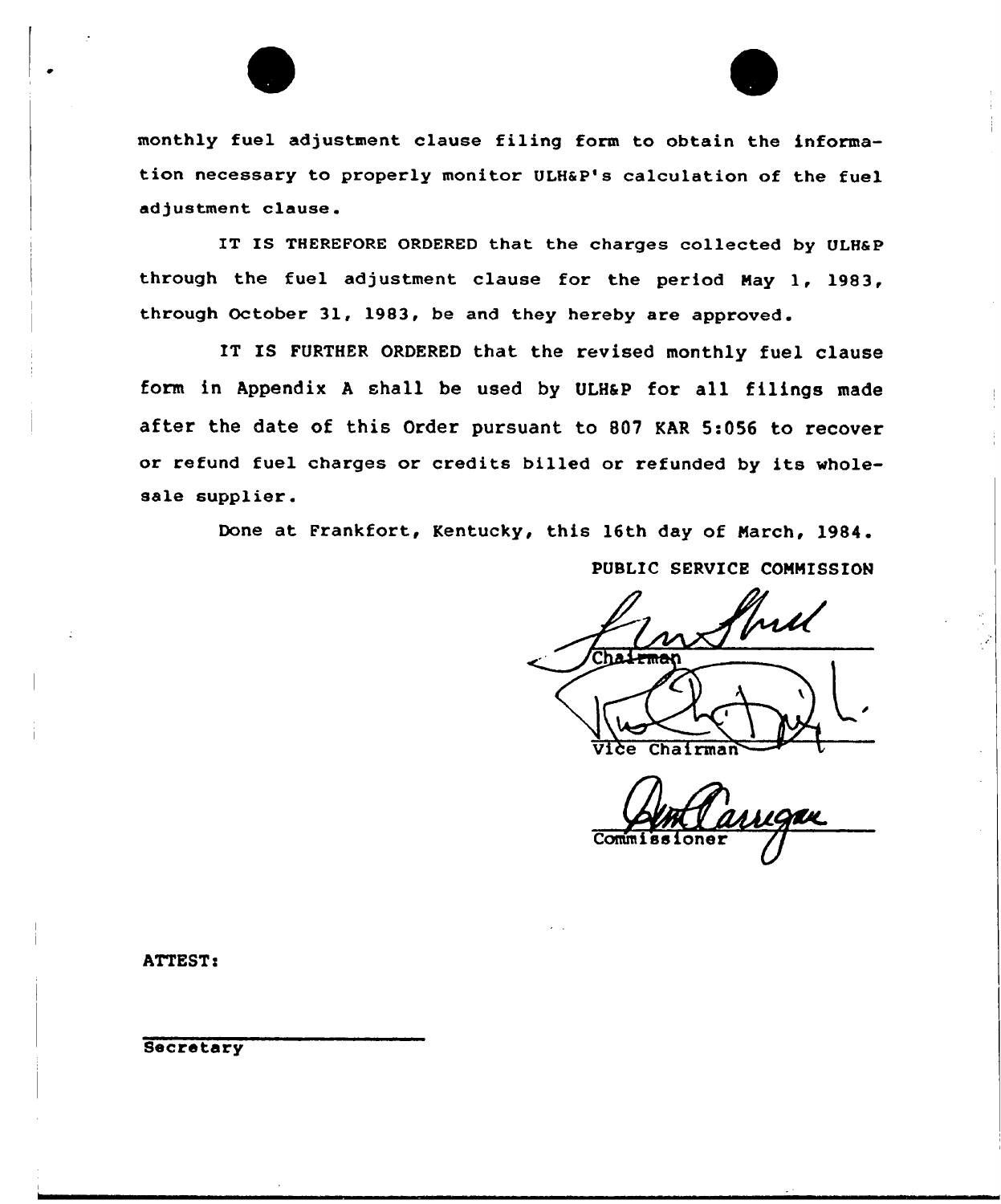monthly fuel adjustment clause filing form to obtain the information necessary to properly monitor ULH&P's calculation of the fuel adjustment clause.

IT IS THEREFORE ORDERED that the charges collected by ULH&P through the fuel adjustment clause for the period May 1, 1983, through October 31, 1983, be and they hereby are approved.

IT IS FURTHER ORDERED that the revised monthly fuel clause form in Appendix A shall be used by ULH&P for all filings made after the date of this Order pursuant to 807 KAR 5:056 to recover or refund fuel charges or credits billed or refunded by its wholesale supplier.

Done at Frankfort, Kentucky, this 16th day of March, 1984.

PUBLIC SERVICE COMMISSION

Chairman

Vice Chairman

Commissioner

ATTEST:

Secretary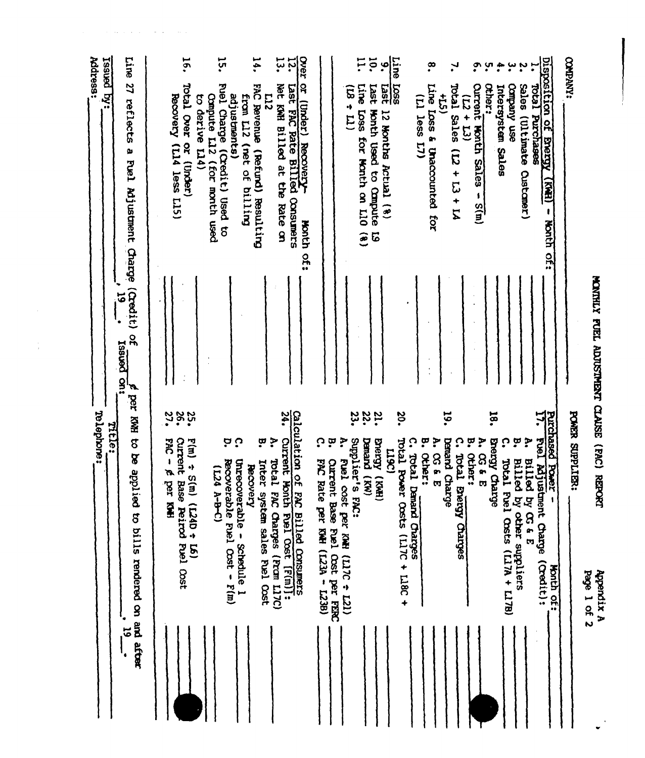Appendix A
Page 1 of 2

# MONTHLY FUEL ADJUSTMENT CLAUSE (FAC) REPORT

COMPANY: ____________________ POWER SUPPLIER: ____________________

**Disposition of Energy (KWH) - Month of:** ______

1. Total Purchases ______
2. Sales (Ultimate Customer) ______
3. Company use ______
4. Intersystem Sales ______
5. Other: ______
6. Current Month Sales - S(m) (L2 + L3) ______
7. Total Sales (L2 + L3 + L4 +L5) ______
8. Line Loss & Unaccounted for (L1 less L7) ______

**Line Loss**

9. Last 12 Months Actual (%) ______
10. Last Month Used to Compute L9 ______
11. Line Loss for Month on L10 (%) (L8 ÷ L1) ______

**Over or (Under) Recovery-** Month of: ______

12. Last FAC Rate Billed Consumers ______
13. Net KWH Billed at the Rate on L12 ______
14. FAC Revenue (Refund) Resulting from L12 (net of billing adjustments) ______
15. Fuel Charge (Credit) Used to Compute L12 (for month used to derive L14) ______
16. Total Over or (Under) Recovery (L14 less L15) ______

**Purchased Power -** Month of: ______

17. Fuel Adjustment Charge (Credit):
    - A. Billed by CG & E ______
    - B. Billed by other suppliers ______
    - C. Total Fuel Costs (L17A + L17B) ______
18. Energy Charge
    - A. CG & E ______
    - B. Other: ______
    - C. Total Energy Charges ______
19. Demand Charge
    - A. CG & E ______
    - B. Other: ______
    - C. Total Demand Charges ______
20. Total Power Costs (L17C + L18C + L19C) ______
21. Energy (KWH) ______
22. Demand (KW) ______
23. Supplier's FAC:
    - A. Fuel cost per KWH (L17C ÷ L21) ______
    - B. Current Base Fuel Cost per FERC ______
    - C. FAC Rate per KWH (L23A - L23B) ______

**Calculation of FAC Billed Consumers**

24. Current Month Fuel Cost [F(m)]:
    - A. Total FAC Charges (From L17C) ______
    - B. Inter system sales Fuel Cost Recovery ______
    - C. Unrecoverable - Schedule 1 ______
    - D. Recoverable Fuel Cost - F(m) (L24 A-B-C) ______
25. F(m) ÷ S(m) (L24D ÷ L6) ______
26. Current Base Peirod Fuel Cost ______
27. FAC - ¢ per KWH ______

Line 27 reflects a Fuel Adjustment Charge (Credit) of ______ ¢ per KWH to be applied to bills rendered on and after ______, 19__.

Issued on: ______, 19__

Issued by: ____________________ Title: ____________________

Address: ____________________ Telephone: ____________________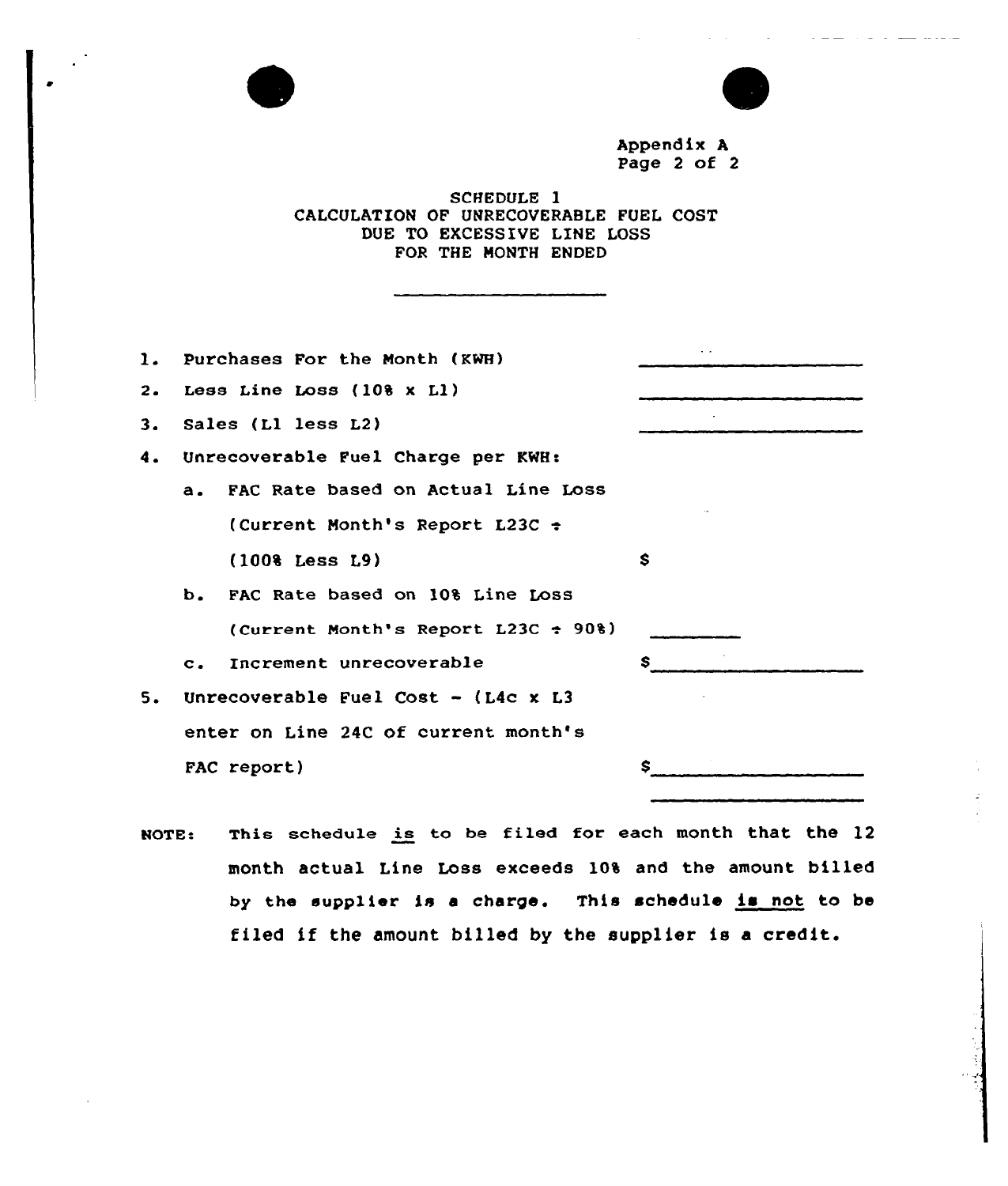Appendix A

SCHEDULE 1
CALCULATION OF UNRECOVERABLE FUEL COST
DUE TO EXCESSIVE LINE LOSS
FOR THE MONTH ENDED

\_\_\_\_\_\_\_\_\_\_\_\_\_\_\_\_\_\_\_\_

| | |
|---|---|
| 1. Purchases For the Month (KWH) | \_\_\_\_\_\_\_\_\_\_\_\_\_\_\_\_ |
| 2. Less Line Loss (10% x L1) | \_\_\_\_\_\_\_\_\_\_\_\_\_\_\_\_ |
| 3. Sales (L1 less L2) | \_\_\_\_\_\_\_\_\_\_\_\_\_\_\_\_ |
| 4. Unrecoverable Fuel Charge per KWH: | |
| a. FAC Rate based on Actual Line Loss (Current Month's Report L23C ÷ (100% Less L9) | $ |
| b. FAC Rate based on 10% Line Loss (Current Month's Report L23C ÷ 90%) | \_\_\_\_\_\_\_\_ |
| c. Increment unrecoverable | $\_\_\_\_\_\_\_\_\_\_\_\_\_\_\_\_ |
| 5. Unrecoverable Fuel Cost - (L4c x L3 enter on Line 24C of current month's FAC report) | $\_\_\_\_\_\_\_\_\_\_\_\_\_\_\_\_ |

NOTE: This schedule _is_ to be filed for each month that the 12 month actual Line Loss exceeds 10% and the amount billed by the supplier is a charge. This schedule _is not_ to be filed if the amount billed by the supplier is a credit.